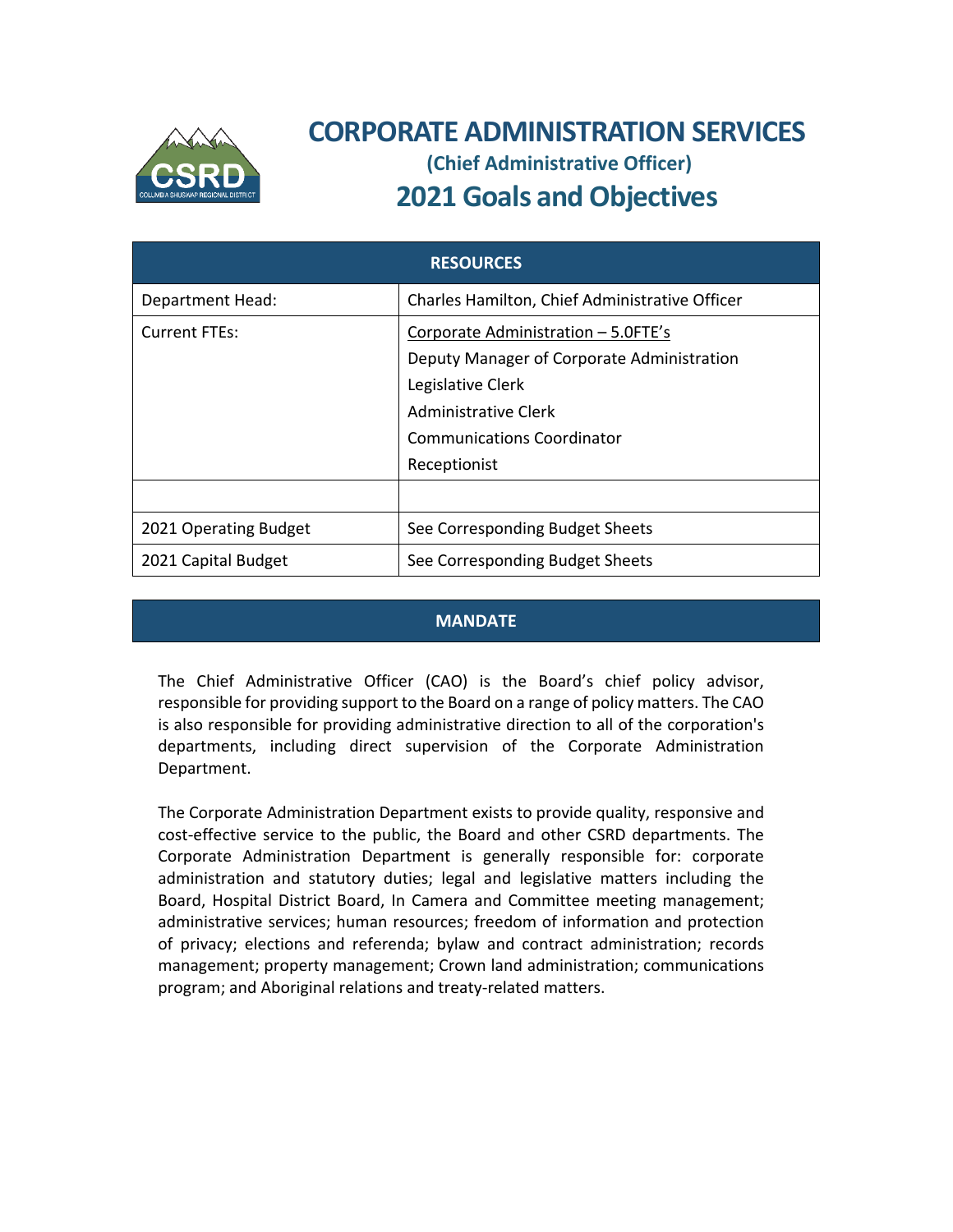# CORPORATE ADMINISTRATION SERVICES

## (Chief Administrative Officer)

## 2021 Goals and Objectives

| RESOURCES | |
|---|---|
| Department Head: | Charles Hamilton, Chief Administrative Officer |
| Current FTEs: | Corporate Administration – 5.0FTE's<br>Deputy Manager of Corporate Administration<br>Legislative Clerk<br>Administrative Clerk<br>Communications Coordinator<br>Receptionist |
| | |
| 2021 Operating Budget | See Corresponding Budget Sheets |
| 2021 Capital Budget | See Corresponding Budget Sheets |

### MANDATE

The Chief Administrative Officer (CAO) is the Board's chief policy advisor, responsible for providing support to the Board on a range of policy matters. The CAO is also responsible for providing administrative direction to all of the corporation's departments, including direct supervision of the Corporate Administration Department.

The Corporate Administration Department exists to provide quality, responsive and cost-effective service to the public, the Board and other CSRD departments. The Corporate Administration Department is generally responsible for: corporate administration and statutory duties; legal and legislative matters including the Board, Hospital District Board, In Camera and Committee meeting management; administrative services; human resources; freedom of information and protection of privacy; elections and referenda; bylaw and contract administration; records management; property management; Crown land administration; communications program; and Aboriginal relations and treaty-related matters.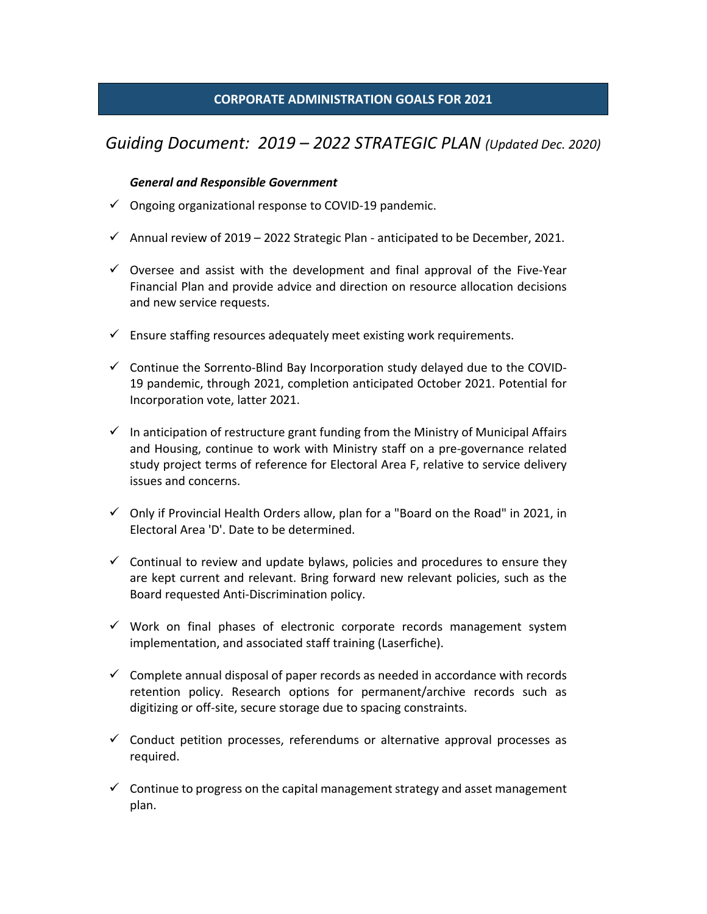## CORPORATE ADMINISTRATION GOALS FOR 2021

*Guiding Document: 2019 – 2022 STRATEGIC PLAN (Updated Dec. 2020)*

***General and Responsible Government***

- ✓ Ongoing organizational response to COVID-19 pandemic.
- ✓ Annual review of 2019 – 2022 Strategic Plan - anticipated to be December, 2021.
- ✓ Oversee and assist with the development and final approval of the Five-Year Financial Plan and provide advice and direction on resource allocation decisions and new service requests.
- ✓ Ensure staffing resources adequately meet existing work requirements.
- ✓ Continue the Sorrento-Blind Bay Incorporation study delayed due to the COVID-19 pandemic, through 2021, completion anticipated October 2021. Potential for Incorporation vote, latter 2021.
- ✓ In anticipation of restructure grant funding from the Ministry of Municipal Affairs and Housing, continue to work with Ministry staff on a pre-governance related study project terms of reference for Electoral Area F, relative to service delivery issues and concerns.
- ✓ Only if Provincial Health Orders allow, plan for a "Board on the Road" in 2021, in Electoral Area 'D'. Date to be determined.
- ✓ Continual to review and update bylaws, policies and procedures to ensure they are kept current and relevant. Bring forward new relevant policies, such as the Board requested Anti-Discrimination policy.
- ✓ Work on final phases of electronic corporate records management system implementation, and associated staff training (Laserfiche).
- ✓ Complete annual disposal of paper records as needed in accordance with records retention policy. Research options for permanent/archive records such as digitizing or off-site, secure storage due to spacing constraints.
- ✓ Conduct petition processes, referendums or alternative approval processes as required.
- ✓ Continue to progress on the capital management strategy and asset management plan.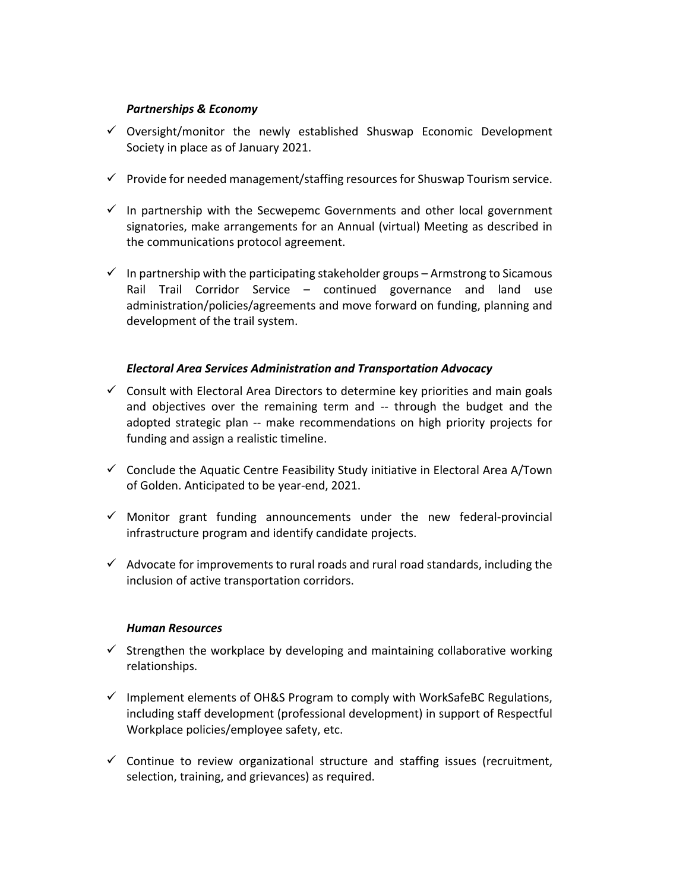***Partnerships & Economy***

- ✓ Oversight/monitor the newly established Shuswap Economic Development Society in place as of January 2021.
- ✓ Provide for needed management/staffing resources for Shuswap Tourism service.
- ✓ In partnership with the Secwepemc Governments and other local government signatories, make arrangements for an Annual (virtual) Meeting as described in the communications protocol agreement.
- ✓ In partnership with the participating stakeholder groups – Armstrong to Sicamous Rail Trail Corridor Service – continued governance and land use administration/policies/agreements and move forward on funding, planning and development of the trail system.

***Electoral Area Services Administration and Transportation Advocacy***

- ✓ Consult with Electoral Area Directors to determine key priorities and main goals and objectives over the remaining term and -- through the budget and the adopted strategic plan -- make recommendations on high priority projects for funding and assign a realistic timeline.
- ✓ Conclude the Aquatic Centre Feasibility Study initiative in Electoral Area A/Town of Golden. Anticipated to be year-end, 2021.
- ✓ Monitor grant funding announcements under the new federal-provincial infrastructure program and identify candidate projects.
- ✓ Advocate for improvements to rural roads and rural road standards, including the inclusion of active transportation corridors.

***Human Resources***

- ✓ Strengthen the workplace by developing and maintaining collaborative working relationships.
- ✓ Implement elements of OH&S Program to comply with WorkSafeBC Regulations, including staff development (professional development) in support of Respectful Workplace policies/employee safety, etc.
- ✓ Continue to review organizational structure and staffing issues (recruitment, selection, training, and grievances) as required.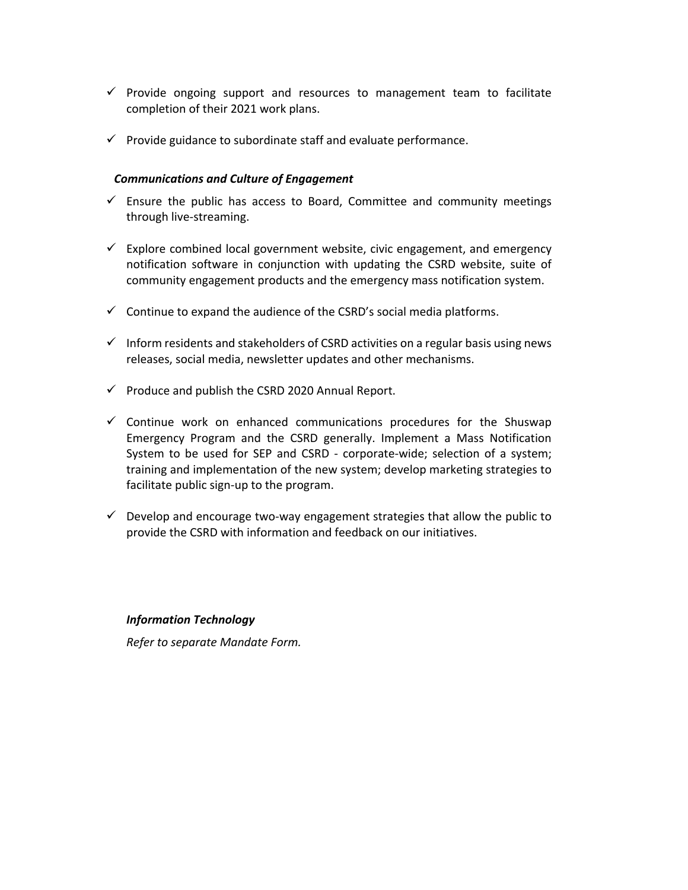- ✓ Provide ongoing support and resources to management team to facilitate completion of their 2021 work plans.

- ✓ Provide guidance to subordinate staff and evaluate performance.

***Communications and Culture of Engagement***

- ✓ Ensure the public has access to Board, Committee and community meetings through live-streaming.

- ✓ Explore combined local government website, civic engagement, and emergency notification software in conjunction with updating the CSRD website, suite of community engagement products and the emergency mass notification system.

- ✓ Continue to expand the audience of the CSRD's social media platforms.

- ✓ Inform residents and stakeholders of CSRD activities on a regular basis using news releases, social media, newsletter updates and other mechanisms.

- ✓ Produce and publish the CSRD 2020 Annual Report.

- ✓ Continue work on enhanced communications procedures for the Shuswap Emergency Program and the CSRD generally. Implement a Mass Notification System to be used for SEP and CSRD - corporate-wide; selection of a system; training and implementation of the new system; develop marketing strategies to facilitate public sign-up to the program.

- ✓ Develop and encourage two-way engagement strategies that allow the public to provide the CSRD with information and feedback on our initiatives.

***Information Technology***

*Refer to separate Mandate Form.*